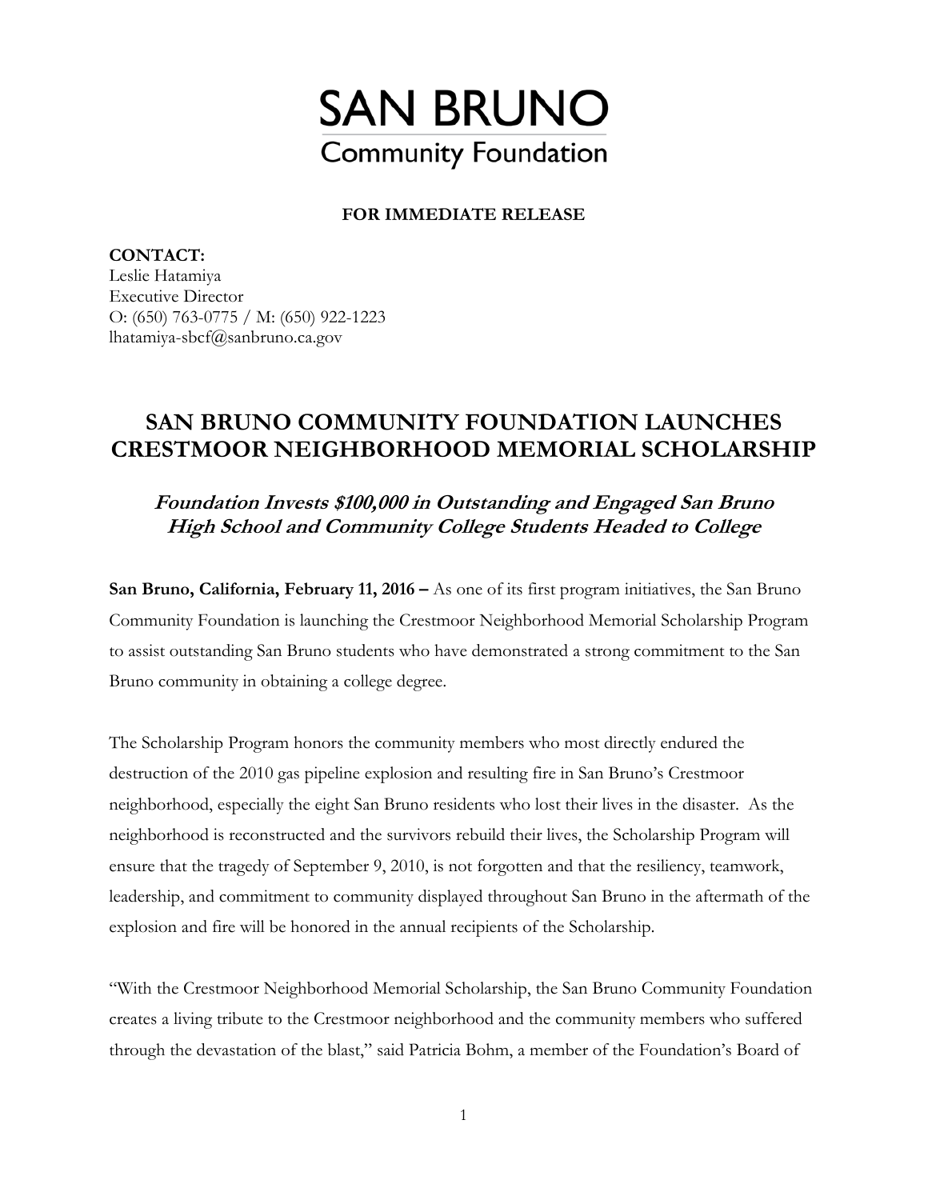# SAN BRUNO
## Community Foundation

**FOR IMMEDIATE RELEASE**

**CONTACT:**
Leslie Hatamiya
Executive Director
O: (650) 763-0775 / M: (650) 922-1223
lhatamiya-sbcf@sanbruno.ca.gov

## SAN BRUNO COMMUNITY FOUNDATION LAUNCHES CRESTMOOR NEIGHBORHOOD MEMORIAL SCHOLARSHIP

### *Foundation Invests $100,000 in Outstanding and Engaged San Bruno High School and Community College Students Headed to College*

**San Bruno, California, February 11, 2016 –** As one of its first program initiatives, the San Bruno Community Foundation is launching the Crestmoor Neighborhood Memorial Scholarship Program to assist outstanding San Bruno students who have demonstrated a strong commitment to the San Bruno community in obtaining a college degree.

The Scholarship Program honors the community members who most directly endured the destruction of the 2010 gas pipeline explosion and resulting fire in San Bruno's Crestmoor neighborhood, especially the eight San Bruno residents who lost their lives in the disaster. As the neighborhood is reconstructed and the survivors rebuild their lives, the Scholarship Program will ensure that the tragedy of September 9, 2010, is not forgotten and that the resiliency, teamwork, leadership, and commitment to community displayed throughout San Bruno in the aftermath of the explosion and fire will be honored in the annual recipients of the Scholarship.

"With the Crestmoor Neighborhood Memorial Scholarship, the San Bruno Community Foundation creates a living tribute to the Crestmoor neighborhood and the community members who suffered through the devastation of the blast," said Patricia Bohm, a member of the Foundation's Board of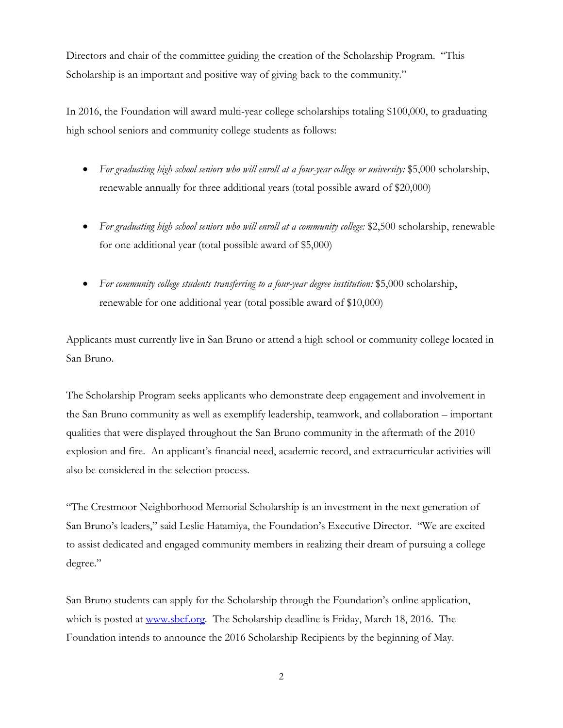Directors and chair of the committee guiding the creation of the Scholarship Program. "This Scholarship is an important and positive way of giving back to the community."

In 2016, the Foundation will award multi-year college scholarships totaling $100,000, to graduating high school seniors and community college students as follows:

- *For graduating high school seniors who will enroll at a four-year college or university:* $5,000 scholarship, renewable annually for three additional years (total possible award of $20,000)

- *For graduating high school seniors who will enroll at a community college:* $2,500 scholarship, renewable for one additional year (total possible award of $5,000)

- *For community college students transferring to a four-year degree institution:* $5,000 scholarship, renewable for one additional year (total possible award of $10,000)

Applicants must currently live in San Bruno or attend a high school or community college located in San Bruno.

The Scholarship Program seeks applicants who demonstrate deep engagement and involvement in the San Bruno community as well as exemplify leadership, teamwork, and collaboration – important qualities that were displayed throughout the San Bruno community in the aftermath of the 2010 explosion and fire. An applicant's financial need, academic record, and extracurricular activities will also be considered in the selection process.

"The Crestmoor Neighborhood Memorial Scholarship is an investment in the next generation of San Bruno's leaders," said Leslie Hatamiya, the Foundation's Executive Director. "We are excited to assist dedicated and engaged community members in realizing their dream of pursuing a college degree."

San Bruno students can apply for the Scholarship through the Foundation's online application, which is posted at [www.sbcf.org](http://www.sbcf.org). The Scholarship deadline is Friday, March 18, 2016. The Foundation intends to announce the 2016 Scholarship Recipients by the beginning of May.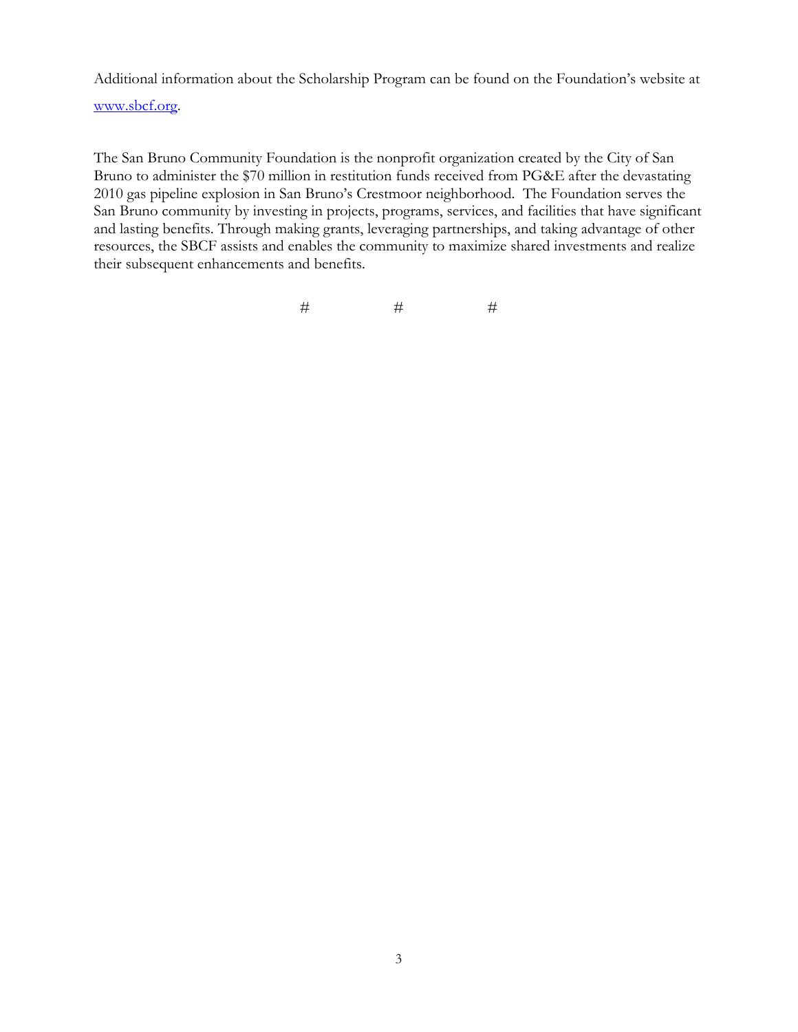Additional information about the Scholarship Program can be found on the Foundation's website at [www.sbcf.org](http://www.sbcf.org).

The San Bruno Community Foundation is the nonprofit organization created by the City of San Bruno to administer the $70 million in restitution funds received from PG&E after the devastating 2010 gas pipeline explosion in San Bruno's Crestmoor neighborhood. The Foundation serves the San Bruno community by investing in projects, programs, services, and facilities that have significant and lasting benefits. Through making grants, leveraging partnerships, and taking advantage of other resources, the SBCF assists and enables the community to maximize shared investments and realize their subsequent enhancements and benefits.

\# # #